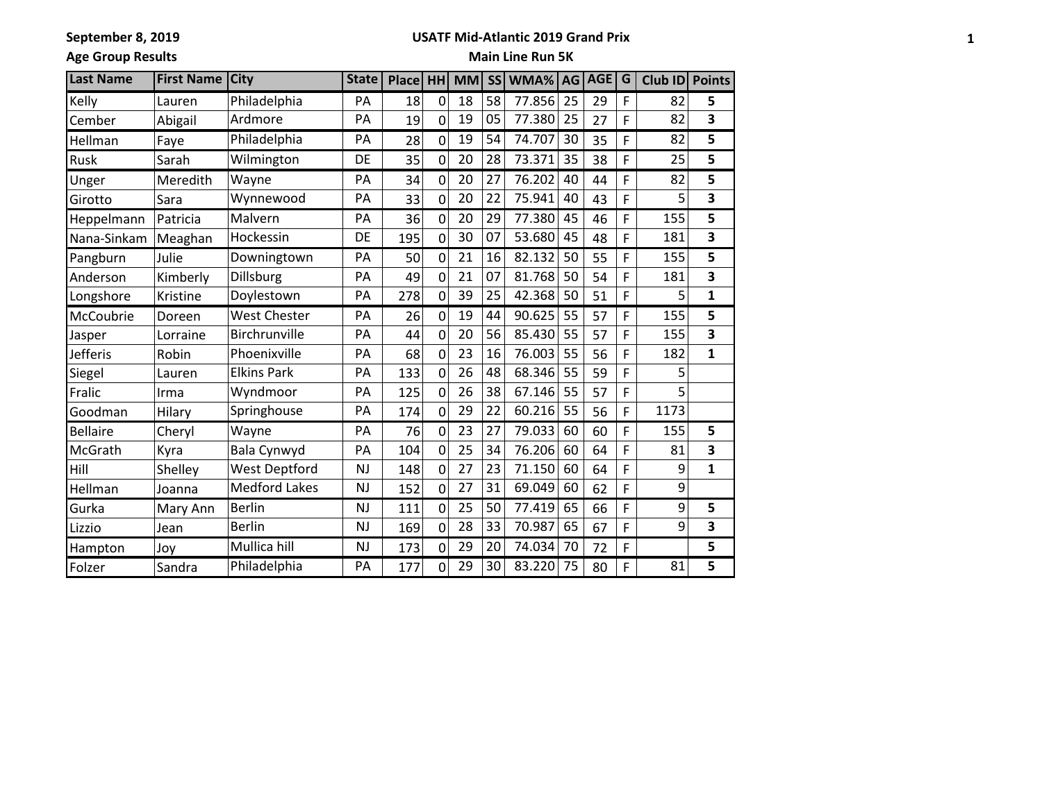September 8, 2019

Age Group Results

**USATF Mid-Atlantic 2019 Grand Prix**

**Main Line Run 5K**

| Last Name | First Name | City | State | Place | HH | MM | SS | WMA% | AG | AGE | G | Club ID | Points |
|---|---|---|---|---|---|---|---|---|---|---|---|---|---|
| Kelly | Lauren | Philadelphia | PA | 18 | 0 | 18 | 58 | 77.856 | 25 | 29 | F | 82 | 5 |
| Cember | Abigail | Ardmore | PA | 19 | 0 | 19 | 05 | 77.380 | 25 | 27 | F | 82 | 3 |
| Hellman | Faye | Philadelphia | PA | 28 | 0 | 19 | 54 | 74.707 | 30 | 35 | F | 82 | 5 |
| Rusk | Sarah | Wilmington | DE | 35 | 0 | 20 | 28 | 73.371 | 35 | 38 | F | 25 | 5 |
| Unger | Meredith | Wayne | PA | 34 | 0 | 20 | 27 | 76.202 | 40 | 44 | F | 82 | 5 |
| Girotto | Sara | Wynnewood | PA | 33 | 0 | 20 | 22 | 75.941 | 40 | 43 | F | 5 | 3 |
| Heppelmann | Patricia | Malvern | PA | 36 | 0 | 20 | 29 | 77.380 | 45 | 46 | F | 155 | 5 |
| Nana-Sinkam | Meaghan | Hockessin | DE | 195 | 0 | 30 | 07 | 53.680 | 45 | 48 | F | 181 | 3 |
| Pangburn | Julie | Downingtown | PA | 50 | 0 | 21 | 16 | 82.132 | 50 | 55 | F | 155 | 5 |
| Anderson | Kimberly | Dillsburg | PA | 49 | 0 | 21 | 07 | 81.768 | 50 | 54 | F | 181 | 3 |
| Longshore | Kristine | Doylestown | PA | 278 | 0 | 39 | 25 | 42.368 | 50 | 51 | F | 5 | 1 |
| McCoubrie | Doreen | West Chester | PA | 26 | 0 | 19 | 44 | 90.625 | 55 | 57 | F | 155 | 5 |
| Jasper | Lorraine | Birchrunville | PA | 44 | 0 | 20 | 56 | 85.430 | 55 | 57 | F | 155 | 3 |
| Jefferis | Robin | Phoenixville | PA | 68 | 0 | 23 | 16 | 76.003 | 55 | 56 | F | 182 | 1 |
| Siegel | Lauren | Elkins Park | PA | 133 | 0 | 26 | 48 | 68.346 | 55 | 59 | F | 5 | |
| Fralic | Irma | Wyndmoor | PA | 125 | 0 | 26 | 38 | 67.146 | 55 | 57 | F | 5 | |
| Goodman | Hilary | Springhouse | PA | 174 | 0 | 29 | 22 | 60.216 | 55 | 56 | F | 1173 | |
| Bellaire | Cheryl | Wayne | PA | 76 | 0 | 23 | 27 | 79.033 | 60 | 60 | F | 155 | 5 |
| McGrath | Kyra | Bala Cynwyd | PA | 104 | 0 | 25 | 34 | 76.206 | 60 | 64 | F | 81 | 3 |
| Hill | Shelley | West Deptford | NJ | 148 | 0 | 27 | 23 | 71.150 | 60 | 64 | F | 9 | 1 |
| Hellman | Joanna | Medford Lakes | NJ | 152 | 0 | 27 | 31 | 69.049 | 60 | 62 | F | 9 | |
| Gurka | Mary Ann | Berlin | NJ | 111 | 0 | 25 | 50 | 77.419 | 65 | 66 | F | 9 | 5 |
| Lizzio | Jean | Berlin | NJ | 169 | 0 | 28 | 33 | 70.987 | 65 | 67 | F | 9 | 3 |
| Hampton | Joy | Mullica hill | NJ | 173 | 0 | 29 | 20 | 74.034 | 70 | 72 | F | | 5 |
| Folzer | Sandra | Philadelphia | PA | 177 | 0 | 29 | 30 | 83.220 | 75 | 80 | F | 81 | 5 |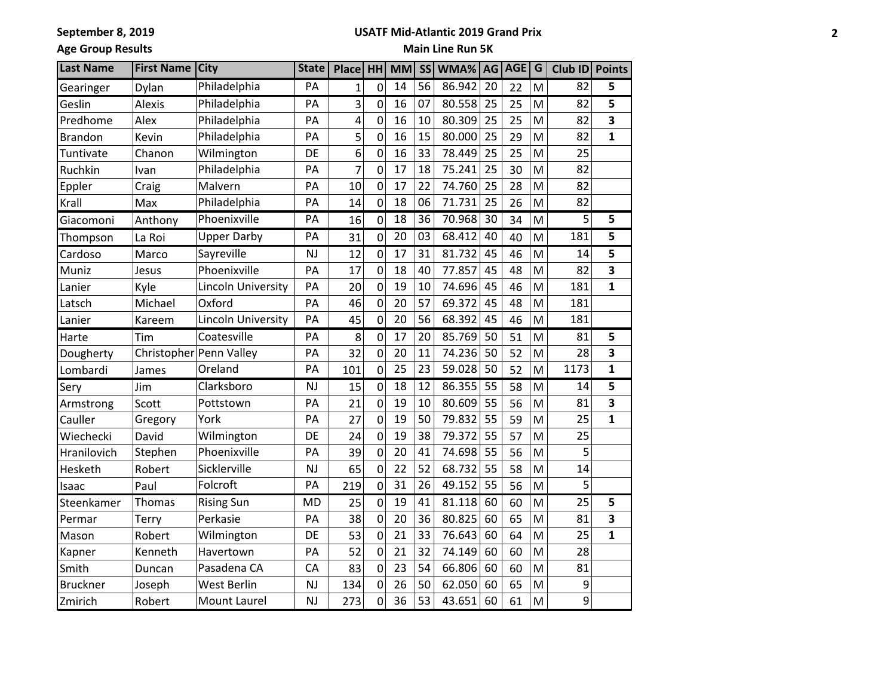September 8, 2019

Age Group Results

**USATF Mid-Atlantic 2019 Grand Prix**

**Main Line Run 5K**

| Last Name | First Name | City | State | Place | HH | MM | SS | WMA% | AG | AGE | G | Club ID | Points |
|---|---|---|---|---|---|---|---|---|---|---|---|---|---|
| Gearinger | Dylan | Philadelphia | PA | 1 | 0 | 14 | 56 | 86.942 | 20 | 22 | M | 82 | 5 |
| Geslin | Alexis | Philadelphia | PA | 3 | 0 | 16 | 07 | 80.558 | 25 | 25 | M | 82 | 5 |
| Predhome | Alex | Philadelphia | PA | 4 | 0 | 16 | 10 | 80.309 | 25 | 25 | M | 82 | 3 |
| Brandon | Kevin | Philadelphia | PA | 5 | 0 | 16 | 15 | 80.000 | 25 | 29 | M | 82 | 1 |
| Tuntivate | Chanon | Wilmington | DE | 6 | 0 | 16 | 33 | 78.449 | 25 | 25 | M | 25 | |
| Ruchkin | Ivan | Philadelphia | PA | 7 | 0 | 17 | 18 | 75.241 | 25 | 30 | M | 82 | |
| Eppler | Craig | Malvern | PA | 10 | 0 | 17 | 22 | 74.760 | 25 | 28 | M | 82 | |
| Krall | Max | Philadelphia | PA | 14 | 0 | 18 | 06 | 71.731 | 25 | 26 | M | 82 | |
| Giacomoni | Anthony | Phoenixville | PA | 16 | 0 | 18 | 36 | 70.968 | 30 | 34 | M | 5 | 5 |
| Thompson | La Roi | Upper Darby | PA | 31 | 0 | 20 | 03 | 68.412 | 40 | 40 | M | 181 | 5 |
| Cardoso | Marco | Sayreville | NJ | 12 | 0 | 17 | 31 | 81.732 | 45 | 46 | M | 14 | 5 |
| Muniz | Jesus | Phoenixville | PA | 17 | 0 | 18 | 40 | 77.857 | 45 | 48 | M | 82 | 3 |
| Lanier | Kyle | Lincoln University | PA | 20 | 0 | 19 | 10 | 74.696 | 45 | 46 | M | 181 | 1 |
| Latsch | Michael | Oxford | PA | 46 | 0 | 20 | 57 | 69.372 | 45 | 48 | M | 181 | |
| Lanier | Kareem | Lincoln University | PA | 45 | 0 | 20 | 56 | 68.392 | 45 | 46 | M | 181 | |
| Harte | Tim | Coatesville | PA | 8 | 0 | 17 | 20 | 85.769 | 50 | 51 | M | 81 | 5 |
| Dougherty | Christopher | Penn Valley | PA | 32 | 0 | 20 | 11 | 74.236 | 50 | 52 | M | 28 | 3 |
| Lombardi | James | Oreland | PA | 101 | 0 | 25 | 23 | 59.028 | 50 | 52 | M | 1173 | 1 |
| Sery | Jim | Clarksboro | NJ | 15 | 0 | 18 | 12 | 86.355 | 55 | 58 | M | 14 | 5 |
| Armstrong | Scott | Pottstown | PA | 21 | 0 | 19 | 10 | 80.609 | 55 | 56 | M | 81 | 3 |
| Cauller | Gregory | York | PA | 27 | 0 | 19 | 50 | 79.832 | 55 | 59 | M | 25 | 1 |
| Wiechecki | David | Wilmington | DE | 24 | 0 | 19 | 38 | 79.372 | 55 | 57 | M | 25 | |
| Hranilovich | Stephen | Phoenixville | PA | 39 | 0 | 20 | 41 | 74.698 | 55 | 56 | M | 5 | |
| Hesketh | Robert | Sicklerville | NJ | 65 | 0 | 22 | 52 | 68.732 | 55 | 58 | M | 14 | |
| Isaac | Paul | Folcroft | PA | 219 | 0 | 31 | 26 | 49.152 | 55 | 56 | M | 5 | |
| Steenkamer | Thomas | Rising Sun | MD | 25 | 0 | 19 | 41 | 81.118 | 60 | 60 | M | 25 | 5 |
| Permar | Terry | Perkasie | PA | 38 | 0 | 20 | 36 | 80.825 | 60 | 65 | M | 81 | 3 |
| Mason | Robert | Wilmington | DE | 53 | 0 | 21 | 33 | 76.643 | 60 | 64 | M | 25 | 1 |
| Kapner | Kenneth | Havertown | PA | 52 | 0 | 21 | 32 | 74.149 | 60 | 60 | M | 28 | |
| Smith | Duncan | Pasadena CA | CA | 83 | 0 | 23 | 54 | 66.806 | 60 | 60 | M | 81 | |
| Bruckner | Joseph | West Berlin | NJ | 134 | 0 | 26 | 50 | 62.050 | 60 | 65 | M | 9 | |
| Zmirich | Robert | Mount Laurel | NJ | 273 | 0 | 36 | 53 | 43.651 | 60 | 61 | M | 9 | |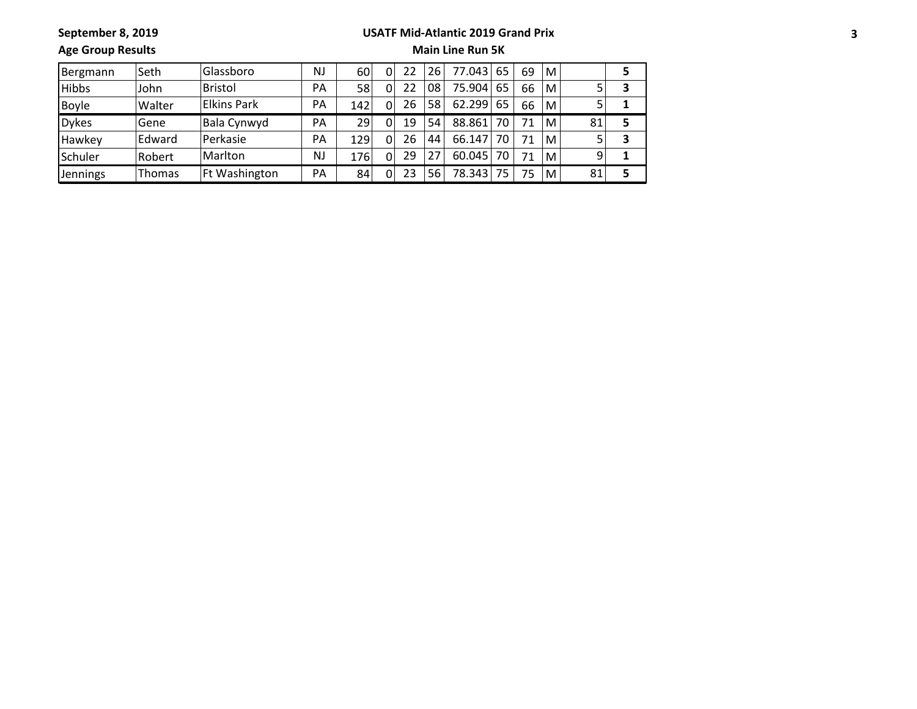**September 8, 2019**

**Age Group Results**

**USATF Mid-Atlantic 2019 Grand Prix**

**Main Line Run 5K**

| | | | | | | | | | | | | | |
|---|---|---|---|---|---|---|---|---|---|---|---|---|---|
| Bergmann | Seth | Glassboro | NJ | 60 | 0 | 22 | 26 | 77.043 | 65 | 69 | M | | **5** |
| Hibbs | John | Bristol | PA | 58 | 0 | 22 | 08 | 75.904 | 65 | 66 | M | 5 | **3** |
| Boyle | Walter | Elkins Park | PA | 142 | 0 | 26 | 58 | 62.299 | 65 | 66 | M | 5 | **1** |
| Dykes | Gene | Bala Cynwyd | PA | 29 | 0 | 19 | 54 | 88.861 | 70 | 71 | M | 81 | **5** |
| Hawkey | Edward | Perkasie | PA | 129 | 0 | 26 | 44 | 66.147 | 70 | 71 | M | 5 | **3** |
| Schuler | Robert | Marlton | NJ | 176 | 0 | 29 | 27 | 60.045 | 70 | 71 | M | 9 | **1** |
| Jennings | Thomas | Ft Washington | PA | 84 | 0 | 23 | 56 | 78.343 | 75 | 75 | M | 81 | **5** |